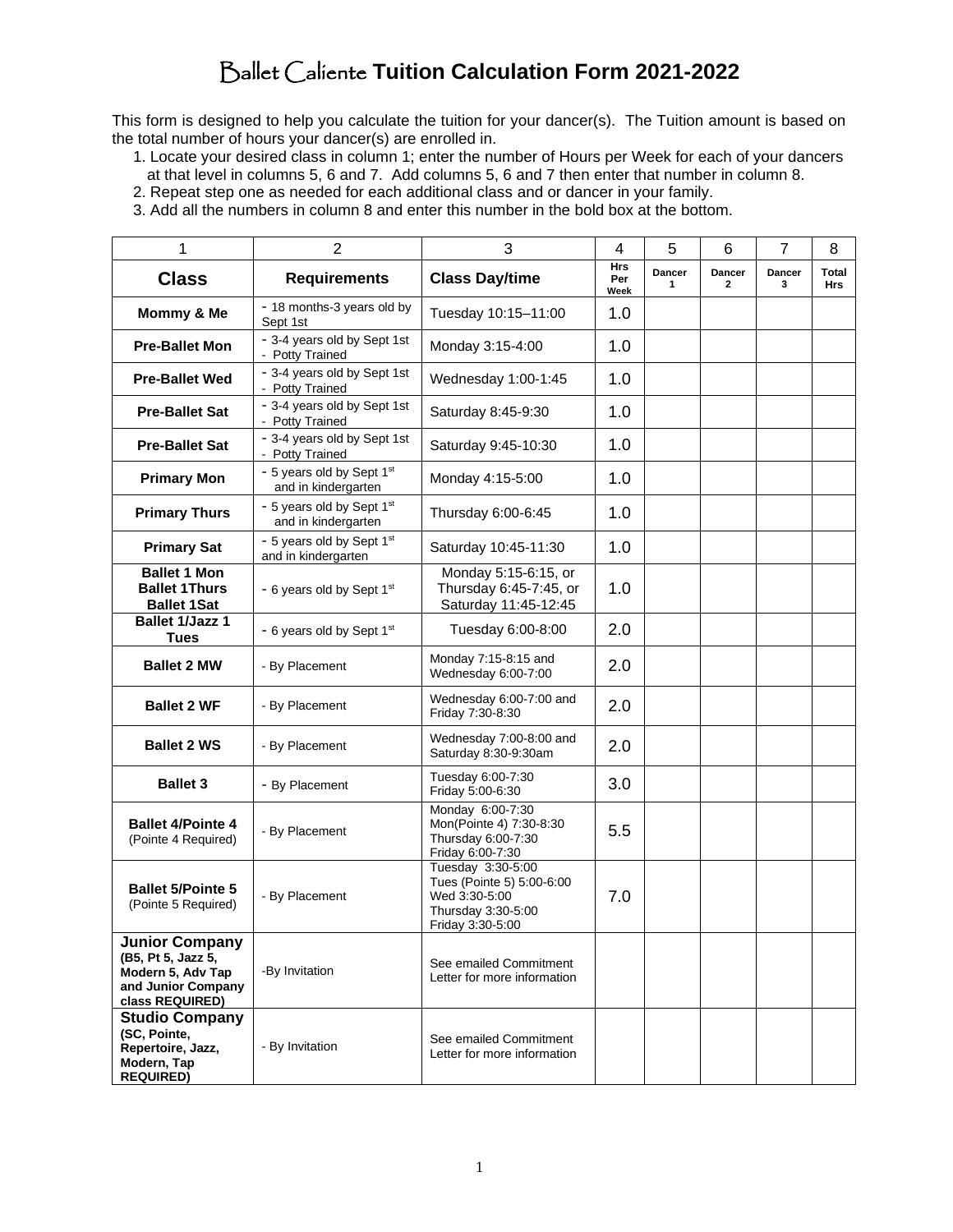# Ballet Caliente **Tuition Calculation Form 2021-2022**

This form is designed to help you calculate the tuition for your dancer(s). The Tuition amount is based on the total number of hours your dancer(s) are enrolled in.

1. Locate your desired class in column 1; enter the number of Hours per Week for each of your dancers at that level in columns 5, 6 and 7. Add columns 5, 6 and 7 then enter that number in column 8.
2. Repeat step one as needed for each additional class and or dancer in your family.
3. Add all the numbers in column 8 and enter this number in the bold box at the bottom.

| 1 | 2 | 3 | 4 | 5 | 6 | 7 | 8 |
|---|---|---|---|---|---|---|---|
| **Class** | **Requirements** | **Class Day/time** | **Hrs Per Week** | **Dancer 1** | **Dancer 2** | **Dancer 3** | **Total Hrs** |
| **Mommy & Me** | - 18 months-3 years old by Sept 1st | Tuesday 10:15–11:00 | 1.0 | | | | |
| **Pre-Ballet Mon** | - 3-4 years old by Sept 1st - Potty Trained | Monday 3:15-4:00 | 1.0 | | | | |
| **Pre-Ballet Wed** | - 3-4 years old by Sept 1st - Potty Trained | Wednesday 1:00-1:45 | 1.0 | | | | |
| **Pre-Ballet Sat** | - 3-4 years old by Sept 1st - Potty Trained | Saturday 8:45-9:30 | 1.0 | | | | |
| **Pre-Ballet Sat** | - 3-4 years old by Sept 1st - Potty Trained | Saturday 9:45-10:30 | 1.0 | | | | |
| **Primary Mon** | - 5 years old by Sept 1st and in kindergarten | Monday 4:15-5:00 | 1.0 | | | | |
| **Primary Thurs** | - 5 years old by Sept 1st and in kindergarten | Thursday 6:00-6:45 | 1.0 | | | | |
| **Primary Sat** | - 5 years old by Sept 1st and in kindergarten | Saturday 10:45-11:30 | 1.0 | | | | |
| **Ballet 1 Mon Ballet 1Thurs Ballet 1Sat** | - 6 years old by Sept 1st | Monday 5:15-6:15, or Thursday 6:45-7:45, or Saturday 11:45-12:45 | 1.0 | | | | |
| **Ballet 1/Jazz 1 Tues** | - 6 years old by Sept 1st | Tuesday 6:00-8:00 | 2.0 | | | | |
| **Ballet 2 MW** | - By Placement | Monday 7:15-8:15 and Wednesday 6:00-7:00 | 2.0 | | | | |
| **Ballet 2 WF** | - By Placement | Wednesday 6:00-7:00 and Friday 7:30-8:30 | 2.0 | | | | |
| **Ballet 2 WS** | - By Placement | Wednesday 7:00-8:00 and Saturday 8:30-9:30am | 2.0 | | | | |
| **Ballet 3** | - By Placement | Tuesday 6:00-7:30 Friday 5:00-6:30 | 3.0 | | | | |
| **Ballet 4/Pointe 4** (Pointe 4 Required) | - By Placement | Monday 6:00-7:30 Mon(Pointe 4) 7:30-8:30 Thursday 6:00-7:30 Friday 6:00-7:30 | 5.5 | | | | |
| **Ballet 5/Pointe 5** (Pointe 5 Required) | - By Placement | Tuesday 3:30-5:00 Tues (Pointe 5) 5:00-6:00 Wed 3:30-5:00 Thursday 3:30-5:00 Friday 3:30-5:00 | 7.0 | | | | |
| **Junior Company (B5, Pt 5, Jazz 5, Modern 5, Adv Tap and Junior Company class REQUIRED)** | -By Invitation | See emailed Commitment Letter for more information | | | | | |
| **Studio Company (SC, Pointe, Repertoire, Jazz, Modern, Tap REQUIRED)** | - By Invitation | See emailed Commitment Letter for more information | | | | | |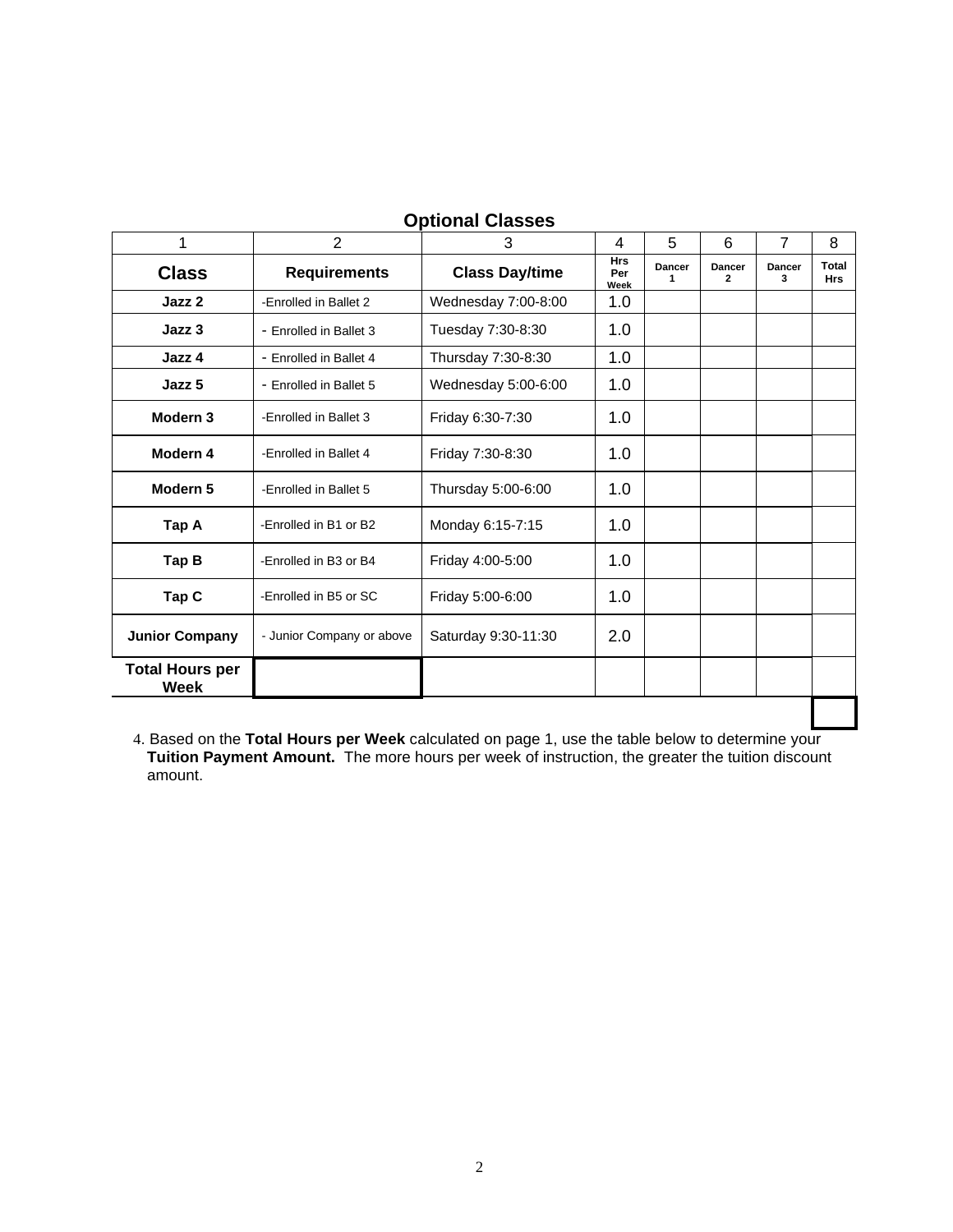## Optional Classes

| 1 | 2 | 3 | 4 | 5 | 6 | 7 | 8 |
|---|---|---|---|---|---|---|---|
| **Class** | **Requirements** | **Class Day/time** | **Hrs Per Week** | **Dancer 1** | **Dancer 2** | **Dancer 3** | **Total Hrs** |
| **Jazz 2** | -Enrolled in Ballet 2 | Wednesday 7:00-8:00 | 1.0 | | | | |
| **Jazz 3** | - Enrolled in Ballet 3 | Tuesday 7:30-8:30 | 1.0 | | | | |
| **Jazz 4** | - Enrolled in Ballet 4 | Thursday 7:30-8:30 | 1.0 | | | | |
| **Jazz 5** | - Enrolled in Ballet 5 | Wednesday 5:00-6:00 | 1.0 | | | | |
| **Modern 3** | -Enrolled in Ballet 3 | Friday 6:30-7:30 | 1.0 | | | | |
| **Modern 4** | -Enrolled in Ballet 4 | Friday 7:30-8:30 | 1.0 | | | | |
| **Modern 5** | -Enrolled in Ballet 5 | Thursday 5:00-6:00 | 1.0 | | | | |
| **Tap A** | -Enrolled in B1 or B2 | Monday 6:15-7:15 | 1.0 | | | | |
| **Tap B** | -Enrolled in B3 or B4 | Friday 4:00-5:00 | 1.0 | | | | |
| **Tap C** | -Enrolled in B5 or SC | Friday 5:00-6:00 | 1.0 | | | | |
| **Junior Company** | - Junior Company or above | Saturday 9:30-11:30 | 2.0 | | | | |
| **Total Hours per Week** | | | | | | | |

4. Based on the **Total Hours per Week** calculated on page 1, use the table below to determine your **Tuition Payment Amount.** The more hours per week of instruction, the greater the tuition discount amount.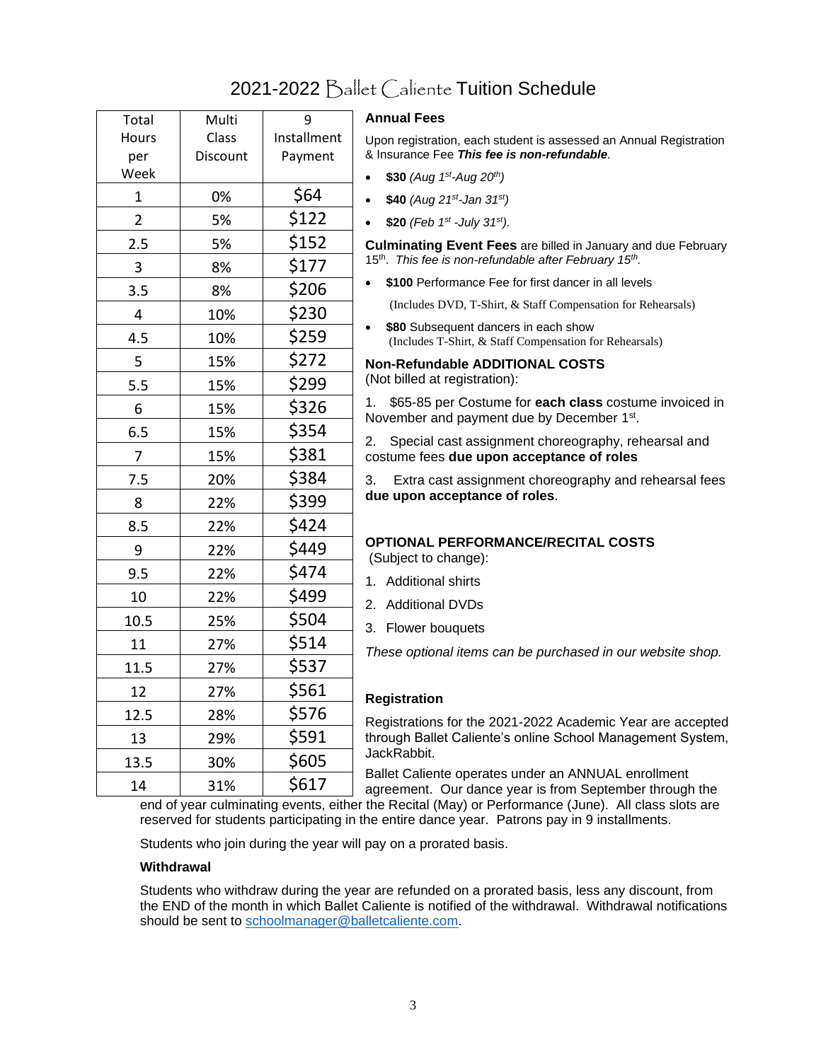# 2021-2022 Ballet Caliente Tuition Schedule

| Total Hours per Week | Multi Class Discount | 9 Installment Payment |
|---|---|---|
| 1 | 0% | $64 |
| 2 | 5% | $122 |
| 2.5 | 5% | $152 |
| 3 | 8% | $177 |
| 3.5 | 8% | $206 |
| 4 | 10% | $230 |
| 4.5 | 10% | $259 |
| 5 | 15% | $272 |
| 5.5 | 15% | $299 |
| 6 | 15% | $326 |
| 6.5 | 15% | $354 |
| 7 | 15% | $381 |
| 7.5 | 20% | $384 |
| 8 | 22% | $399 |
| 8.5 | 22% | $424 |
| 9 | 22% | $449 |
| 9.5 | 22% | $474 |
| 10 | 22% | $499 |
| 10.5 | 25% | $504 |
| 11 | 27% | $514 |
| 11.5 | 27% | $537 |
| 12 | 27% | $561 |
| 12.5 | 28% | $576 |
| 13 | 29% | $591 |
| 13.5 | 30% | $605 |
| 14 | 31% | $617 |

### Annual Fees

Upon registration, each student is assessed an Annual Registration & Insurance Fee ***This fee is non-refundable.***

- **$30** *(Aug 1st-Aug 20th)*
- **$40** *(Aug 21st-Jan 31st)*
- **$20** *(Feb 1st -July 31st).*

**Culminating Event Fees** are billed in January and due February 15th. *This fee is non-refundable after February 15th.*

- **$100** Performance Fee for first dancer in all levels
  (Includes DVD, T-Shirt, & Staff Compensation for Rehearsals)
- **$80** Subsequent dancers in each show
  (Includes T-Shirt, & Staff Compensation for Rehearsals)

### Non-Refundable ADDITIONAL COSTS

(Not billed at registration):

1. $65-85 per Costume for **each class** costume invoiced in November and payment due by December 1st.
2. Special cast assignment choreography, rehearsal and costume fees **due upon acceptance of roles**
3. Extra cast assignment choreography and rehearsal fees **due upon acceptance of roles**.

### OPTIONAL PERFORMANCE/RECITAL COSTS

(Subject to change):

1. Additional shirts
2. Additional DVDs
3. Flower bouquets

*These optional items can be purchased in our website shop.*

### Registration

Registrations for the 2021-2022 Academic Year are accepted through Ballet Caliente's online School Management System, JackRabbit.

Ballet Caliente operates under an ANNUAL enrollment agreement. Our dance year is from September through the end of year culminating events, either the Recital (May) or Performance (June). All class slots are reserved for students participating in the entire dance year. Patrons pay in 9 installments.

Students who join during the year will pay on a prorated basis.

### Withdrawal

Students who withdraw during the year are refunded on a prorated basis, less any discount, from the END of the month in which Ballet Caliente is notified of the withdrawal. Withdrawal notifications should be sent to schoolmanager@balletcaliente.com.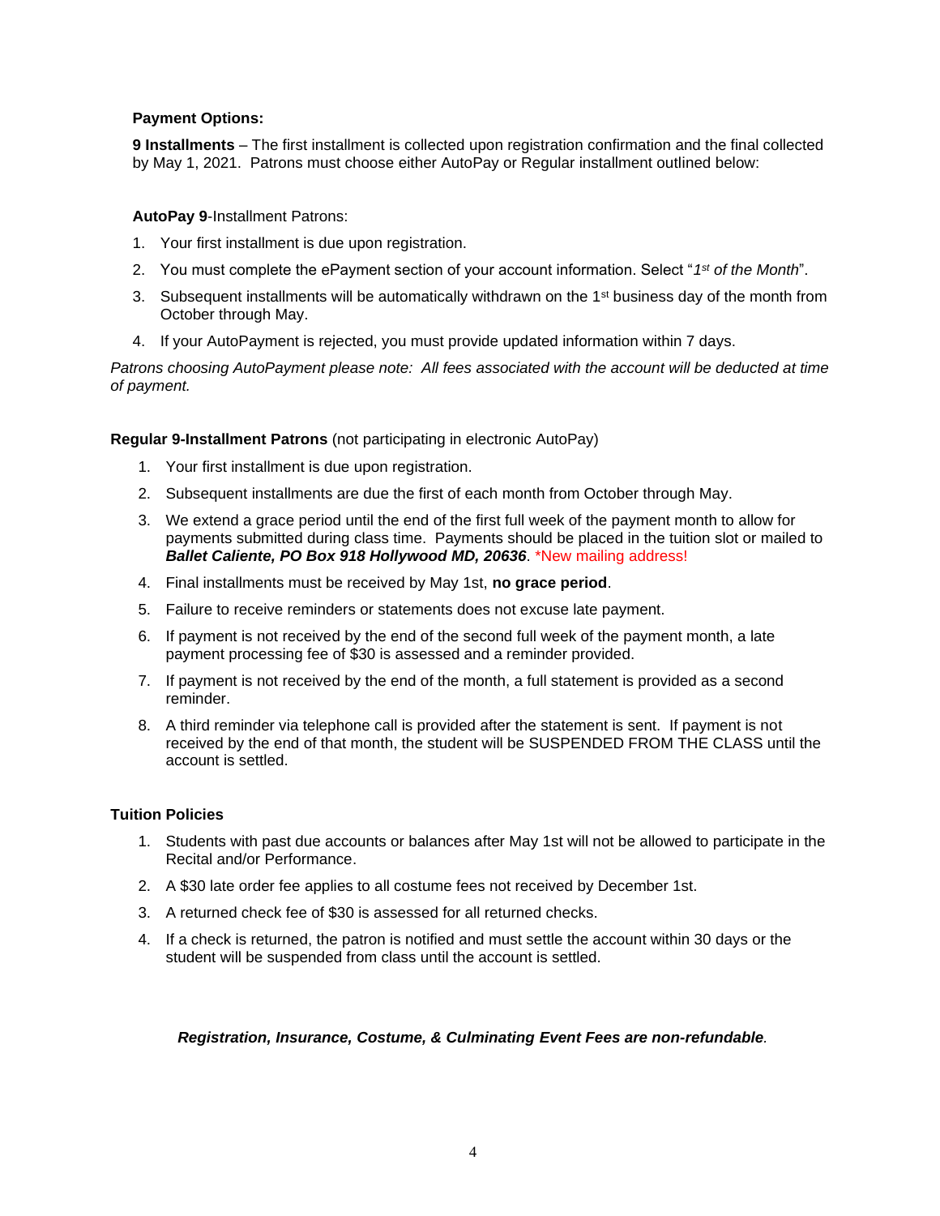**Payment Options:**

**9 Installments** – The first installment is collected upon registration confirmation and the final collected by May 1, 2021. Patrons must choose either AutoPay or Regular installment outlined below:

**AutoPay 9**-Installment Patrons:

1. Your first installment is due upon registration.
2. You must complete the ePayment section of your account information. Select "*1st of the Month*".
3. Subsequent installments will be automatically withdrawn on the 1st business day of the month from October through May.
4. If your AutoPayment is rejected, you must provide updated information within 7 days.

*Patrons choosing AutoPayment please note: All fees associated with the account will be deducted at time of payment.*

**Regular 9-Installment Patrons** (not participating in electronic AutoPay)

1. Your first installment is due upon registration.
2. Subsequent installments are due the first of each month from October through May.
3. We extend a grace period until the end of the first full week of the payment month to allow for payments submitted during class time. Payments should be placed in the tuition slot or mailed to ***Ballet Caliente, PO Box 918 Hollywood MD, 20636***. *New mailing address!
4. Final installments must be received by May 1st, **no grace period**.
5. Failure to receive reminders or statements does not excuse late payment.
6. If payment is not received by the end of the second full week of the payment month, a late payment processing fee of $30 is assessed and a reminder provided.
7. If payment is not received by the end of the month, a full statement is provided as a second reminder.
8. A third reminder via telephone call is provided after the statement is sent. If payment is not received by the end of that month, the student will be SUSPENDED FROM THE CLASS until the account is settled.

**Tuition Policies**

1. Students with past due accounts or balances after May 1st will not be allowed to participate in the Recital and/or Performance.
2. A $30 late order fee applies to all costume fees not received by December 1st.
3. A returned check fee of $30 is assessed for all returned checks.
4. If a check is returned, the patron is notified and must settle the account within 30 days or the student will be suspended from class until the account is settled.

***Registration, Insurance, Costume, & Culminating Event Fees are non-refundable.***